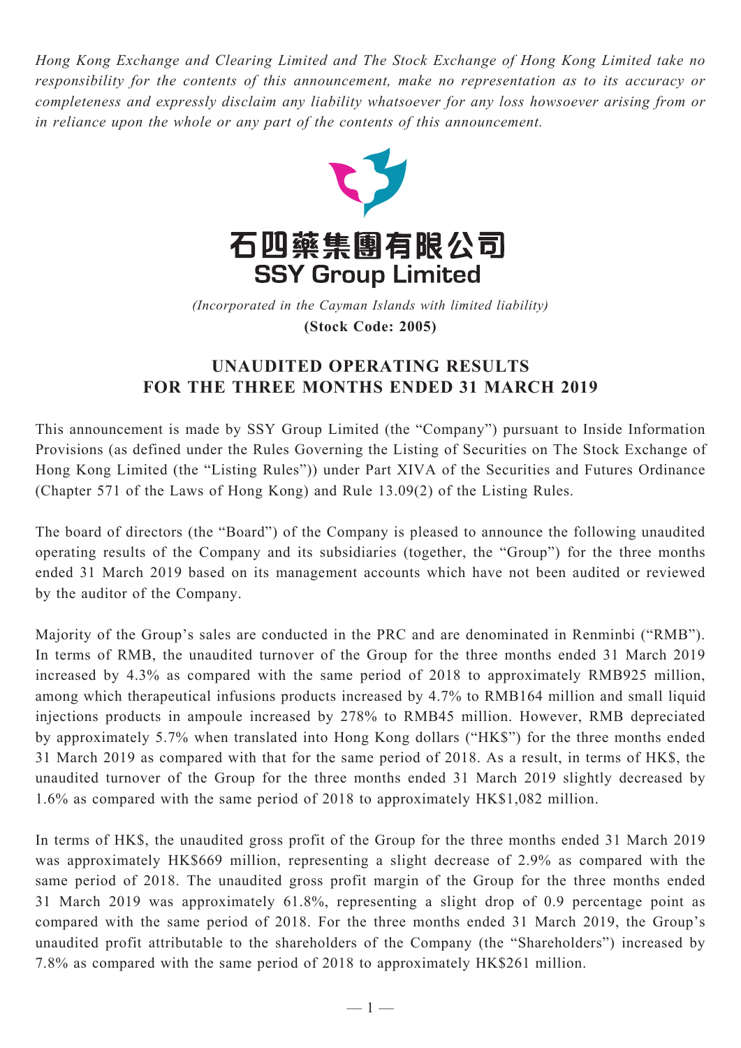*Hong Kong Exchange and Clearing Limited and The Stock Exchange of Hong Kong Limited take no responsibility for the contents of this announcement, make no representation as to its accuracy or completeness and expressly disclaim any liability whatsoever for any loss howsoever arising from or in reliance upon the whole or any part of the contents of this announcement.*

# 石四藥集團有限公司
# SSY Group Limited

*(Incorporated in the Cayman Islands with limited liability)*

**(Stock Code: 2005)**

## UNAUDITED OPERATING RESULTS FOR THE THREE MONTHS ENDED 31 MARCH 2019

This announcement is made by SSY Group Limited (the "Company") pursuant to Inside Information Provisions (as defined under the Rules Governing the Listing of Securities on The Stock Exchange of Hong Kong Limited (the "Listing Rules")) under Part XIVA of the Securities and Futures Ordinance (Chapter 571 of the Laws of Hong Kong) and Rule 13.09(2) of the Listing Rules.

The board of directors (the "Board") of the Company is pleased to announce the following unaudited operating results of the Company and its subsidiaries (together, the "Group") for the three months ended 31 March 2019 based on its management accounts which have not been audited or reviewed by the auditor of the Company.

Majority of the Group's sales are conducted in the PRC and are denominated in Renminbi ("RMB"). In terms of RMB, the unaudited turnover of the Group for the three months ended 31 March 2019 increased by 4.3% as compared with the same period of 2018 to approximately RMB925 million, among which therapeutical infusions products increased by 4.7% to RMB164 million and small liquid injections products in ampoule increased by 278% to RMB45 million. However, RMB depreciated by approximately 5.7% when translated into Hong Kong dollars ("HK$") for the three months ended 31 March 2019 as compared with that for the same period of 2018. As a result, in terms of HK$, the unaudited turnover of the Group for the three months ended 31 March 2019 slightly decreased by 1.6% as compared with the same period of 2018 to approximately HK$1,082 million.

In terms of HK$, the unaudited gross profit of the Group for the three months ended 31 March 2019 was approximately HK$669 million, representing a slight decrease of 2.9% as compared with the same period of 2018. The unaudited gross profit margin of the Group for the three months ended 31 March 2019 was approximately 61.8%, representing a slight drop of 0.9 percentage point as compared with the same period of 2018. For the three months ended 31 March 2019, the Group's unaudited profit attributable to the shareholders of the Company (the "Shareholders") increased by 7.8% as compared with the same period of 2018 to approximately HK$261 million.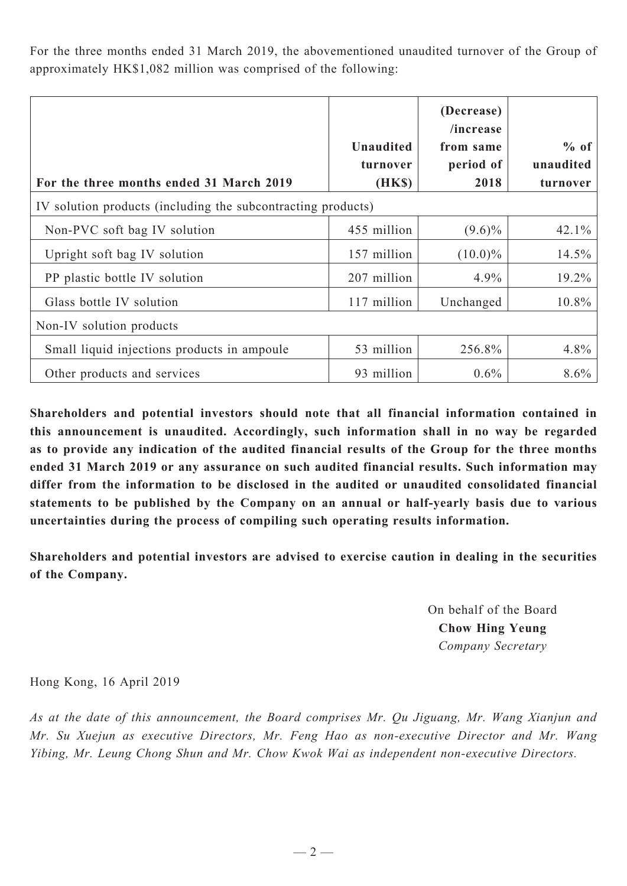For the three months ended 31 March 2019, the abovementioned unaudited turnover of the Group of approximately HK$1,082 million was comprised of the following:

| For the three months ended 31 March 2019 | Unaudited turnover (HK$) | (Decrease) /increase from same period of 2018 | % of unaudited turnover |
|---|---|---|---|
| IV solution products (including the subcontracting products) | | | |
| Non-PVC soft bag IV solution | 455 million | (9.6)% | 42.1% |
| Upright soft bag IV solution | 157 million | (10.0)% | 14.5% |
| PP plastic bottle IV solution | 207 million | 4.9% | 19.2% |
| Glass bottle IV solution | 117 million | Unchanged | 10.8% |
| Non-IV solution products | | | |
| Small liquid injections products in ampoule | 53 million | 256.8% | 4.8% |
| Other products and services | 93 million | 0.6% | 8.6% |

**Shareholders and potential investors should note that all financial information contained in this announcement is unaudited. Accordingly, such information shall in no way be regarded as to provide any indication of the audited financial results of the Group for the three months ended 31 March 2019 or any assurance on such audited financial results. Such information may differ from the information to be disclosed in the audited or unaudited consolidated financial statements to be published by the Company on an annual or half-yearly basis due to various uncertainties during the process of compiling such operating results information.**

**Shareholders and potential investors are advised to exercise caution in dealing in the securities of the Company.**

On behalf of the Board
**Chow Hing Yeung**
*Company Secretary*

Hong Kong, 16 April 2019

*As at the date of this announcement, the Board comprises Mr. Qu Jiguang, Mr. Wang Xianjun and Mr. Su Xuejun as executive Directors, Mr. Feng Hao as non-executive Director and Mr. Wang Yibing, Mr. Leung Chong Shun and Mr. Chow Kwok Wai as independent non-executive Directors.*